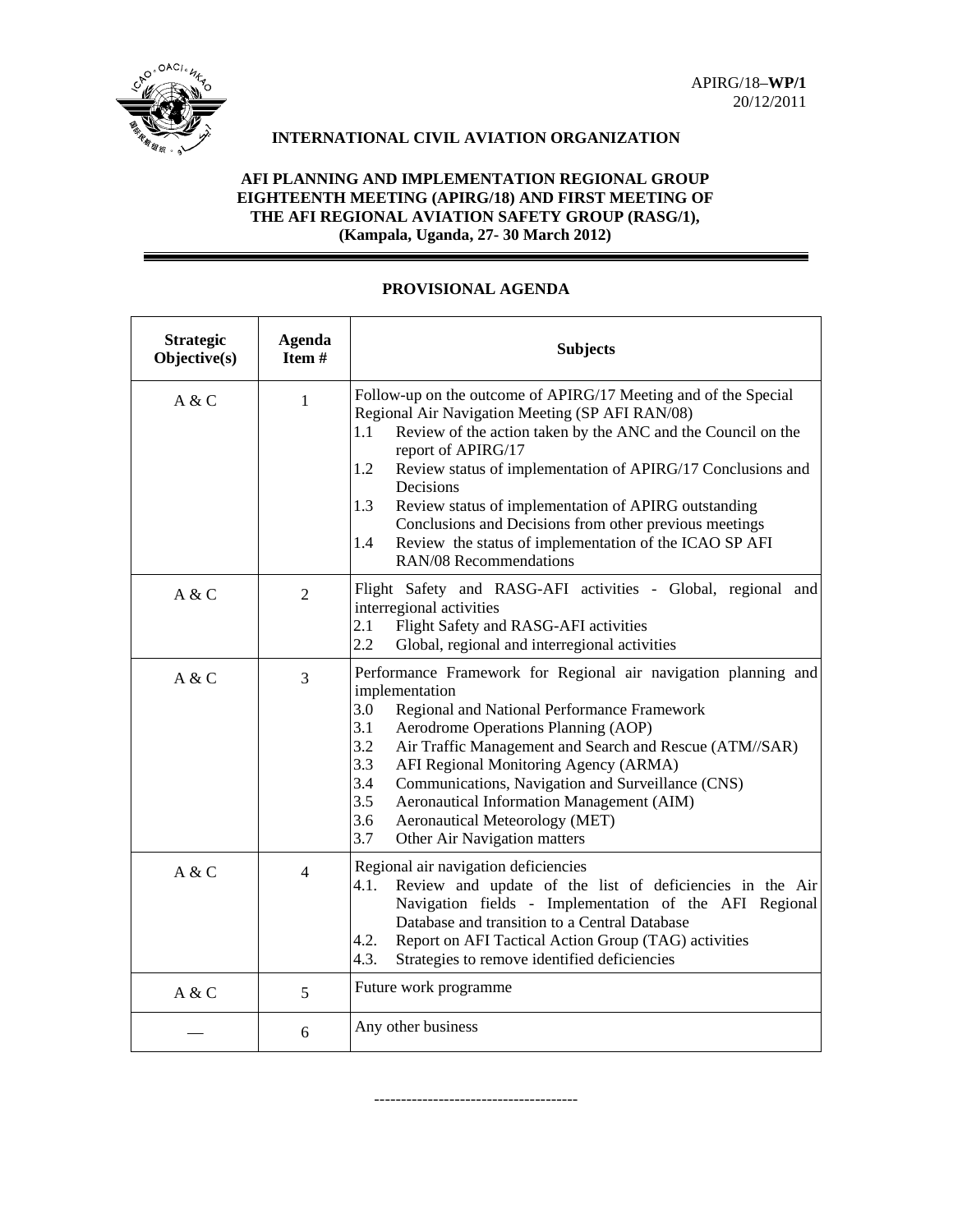APIRG/18–**WP/1**
20/12/2011

**INTERNATIONAL CIVIL AVIATION ORGANIZATION**

**AFI PLANNING AND IMPLEMENTATION REGIONAL GROUP EIGHTEENTH MEETING (APIRG/18) AND FIRST MEETING OF THE AFI REGIONAL AVIATION SAFETY GROUP (RASG/1), (Kampala, Uganda, 27- 30 March 2012)**

## PROVISIONAL AGENDA

| Strategic Objective(s) | Agenda Item # | Subjects |
|---|---|---|
| A & C | 1 | Follow-up on the outcome of APIRG/17 Meeting and of the Special Regional Air Navigation Meeting (SP AFI RAN/08)<br>1.1 Review of the action taken by the ANC and the Council on the report of APIRG/17<br>1.2 Review status of implementation of APIRG/17 Conclusions and Decisions<br>1.3 Review status of implementation of APIRG outstanding Conclusions and Decisions from other previous meetings<br>1.4 Review the status of implementation of the ICAO SP AFI RAN/08 Recommendations |
| A & C | 2 | Flight Safety and RASG-AFI activities - Global, regional and interregional activities<br>2.1 Flight Safety and RASG-AFI activities<br>2.2 Global, regional and interregional activities |
| A & C | 3 | Performance Framework for Regional air navigation planning and implementation<br>3.0 Regional and National Performance Framework<br>3.1 Aerodrome Operations Planning (AOP)<br>3.2 Air Traffic Management and Search and Rescue (ATM//SAR)<br>3.3 AFI Regional Monitoring Agency (ARMA)<br>3.4 Communications, Navigation and Surveillance (CNS)<br>3.5 Aeronautical Information Management (AIM)<br>3.6 Aeronautical Meteorology (MET)<br>3.7 Other Air Navigation matters |
| A & C | 4 | Regional air navigation deficiencies<br>4.1. Review and update of the list of deficiencies in the Air Navigation fields - Implementation of the AFI Regional Database and transition to a Central Database<br>4.2. Report on AFI Tactical Action Group (TAG) activities<br>4.3. Strategies to remove identified deficiencies |
| A & C | 5 | Future work programme |
| — | 6 | Any other business |

--------------------------------------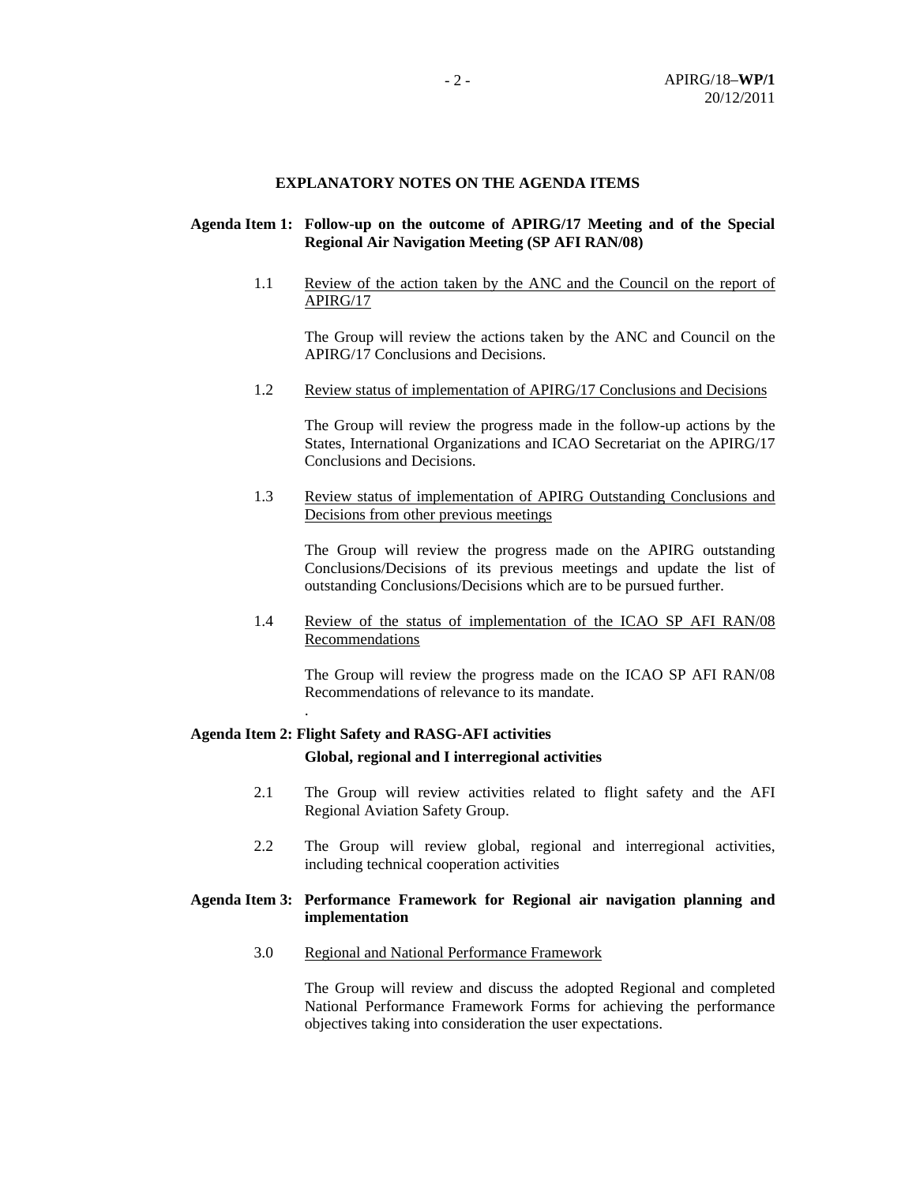## EXPLANATORY NOTES ON THE AGENDA ITEMS

**Agenda Item 1: Follow-up on the outcome of APIRG/17 Meeting and of the Special Regional Air Navigation Meeting (SP AFI RAN/08)**

1.1 Review of the action taken by the ANC and the Council on the report of APIRG/17

The Group will review the actions taken by the ANC and Council on the APIRG/17 Conclusions and Decisions.

1.2 Review status of implementation of APIRG/17 Conclusions and Decisions

The Group will review the progress made in the follow-up actions by the States, International Organizations and ICAO Secretariat on the APIRG/17 Conclusions and Decisions.

1.3 Review status of implementation of APIRG Outstanding Conclusions and Decisions from other previous meetings

The Group will review the progress made on the APIRG outstanding Conclusions/Decisions of its previous meetings and update the list of outstanding Conclusions/Decisions which are to be pursued further.

1.4 Review of the status of implementation of the ICAO SP AFI RAN/08 Recommendations

The Group will review the progress made on the ICAO SP AFI RAN/08 Recommendations of relevance to its mandate.

.

**Agenda Item 2: Flight Safety and RASG-AFI activities**
**Global, regional and I interregional activities**

2.1 The Group will review activities related to flight safety and the AFI Regional Aviation Safety Group.

2.2 The Group will review global, regional and interregional activities, including technical cooperation activities

**Agenda Item 3: Performance Framework for Regional air navigation planning and implementation**

3.0 Regional and National Performance Framework

The Group will review and discuss the adopted Regional and completed National Performance Framework Forms for achieving the performance objectives taking into consideration the user expectations.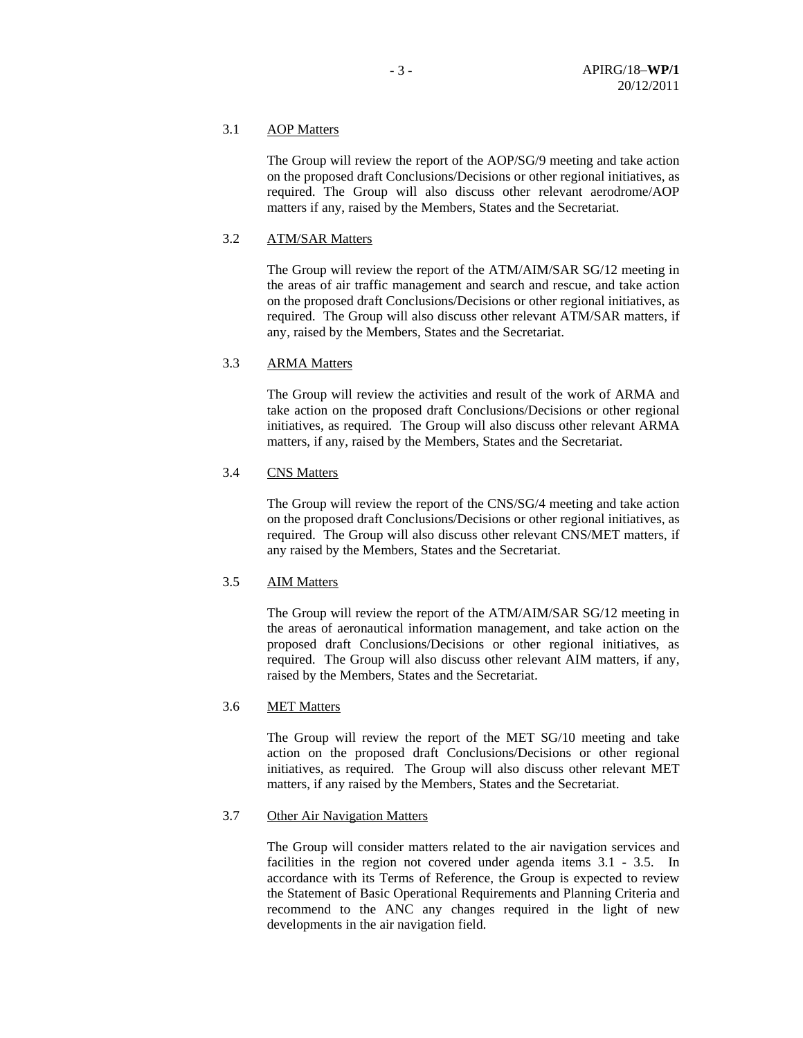3.1 <u>AOP Matters</u>

The Group will review the report of the AOP/SG/9 meeting and take action on the proposed draft Conclusions/Decisions or other regional initiatives, as required. The Group will also discuss other relevant aerodrome/AOP matters if any, raised by the Members, States and the Secretariat.

3.2 <u>ATM/SAR Matters</u>

The Group will review the report of the ATM/AIM/SAR SG/12 meeting in the areas of air traffic management and search and rescue, and take action on the proposed draft Conclusions/Decisions or other regional initiatives, as required. The Group will also discuss other relevant ATM/SAR matters, if any, raised by the Members, States and the Secretariat.

3.3 <u>ARMA Matters</u>

The Group will review the activities and result of the work of ARMA and take action on the proposed draft Conclusions/Decisions or other regional initiatives, as required. The Group will also discuss other relevant ARMA matters, if any, raised by the Members, States and the Secretariat.

3.4 <u>CNS Matters</u>

The Group will review the report of the CNS/SG/4 meeting and take action on the proposed draft Conclusions/Decisions or other regional initiatives, as required. The Group will also discuss other relevant CNS/MET matters, if any raised by the Members, States and the Secretariat.

3.5 <u>AIM Matters</u>

The Group will review the report of the ATM/AIM/SAR SG/12 meeting in the areas of aeronautical information management, and take action on the proposed draft Conclusions/Decisions or other regional initiatives, as required. The Group will also discuss other relevant AIM matters, if any, raised by the Members, States and the Secretariat.

3.6 <u>MET Matters</u>

The Group will review the report of the MET SG/10 meeting and take action on the proposed draft Conclusions/Decisions or other regional initiatives, as required. The Group will also discuss other relevant MET matters, if any raised by the Members, States and the Secretariat.

3.7 <u>Other Air Navigation Matters</u>

The Group will consider matters related to the air navigation services and facilities in the region not covered under agenda items 3.1 - 3.5. In accordance with its Terms of Reference, the Group is expected to review the Statement of Basic Operational Requirements and Planning Criteria and recommend to the ANC any changes required in the light of new developments in the air navigation field.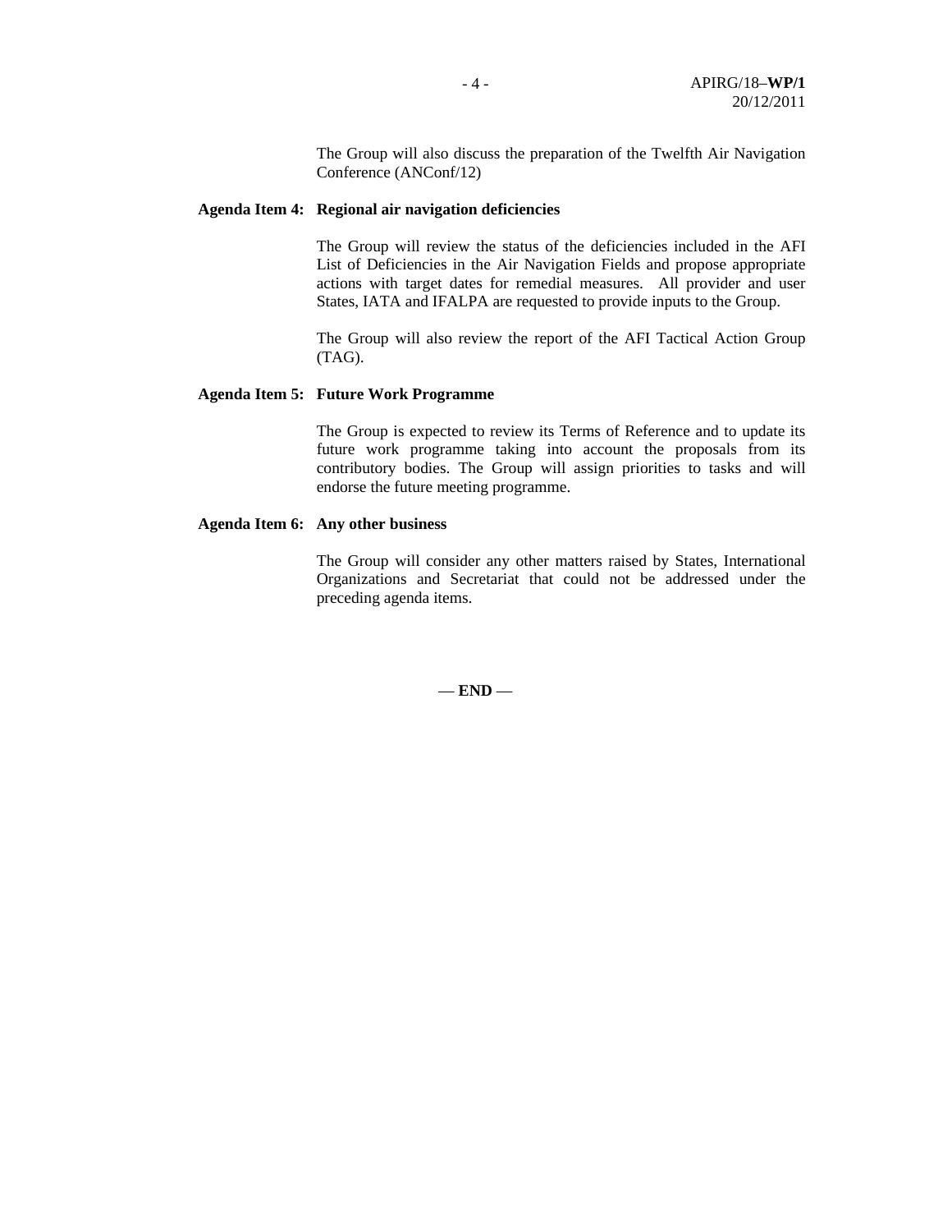The Group will also discuss the preparation of the Twelfth Air Navigation Conference (ANConf/12)

**Agenda Item 4: Regional air navigation deficiencies**

The Group will review the status of the deficiencies included in the AFI List of Deficiencies in the Air Navigation Fields and propose appropriate actions with target dates for remedial measures. All provider and user States, IATA and IFALPA are requested to provide inputs to the Group.

The Group will also review the report of the AFI Tactical Action Group (TAG).

**Agenda Item 5: Future Work Programme**

The Group is expected to review its Terms of Reference and to update its future work programme taking into account the proposals from its contributory bodies. The Group will assign priorities to tasks and will endorse the future meeting programme.

**Agenda Item 6: Any other business**

The Group will consider any other matters raised by States, International Organizations and Secretariat that could not be addressed under the preceding agenda items.

— **END** —